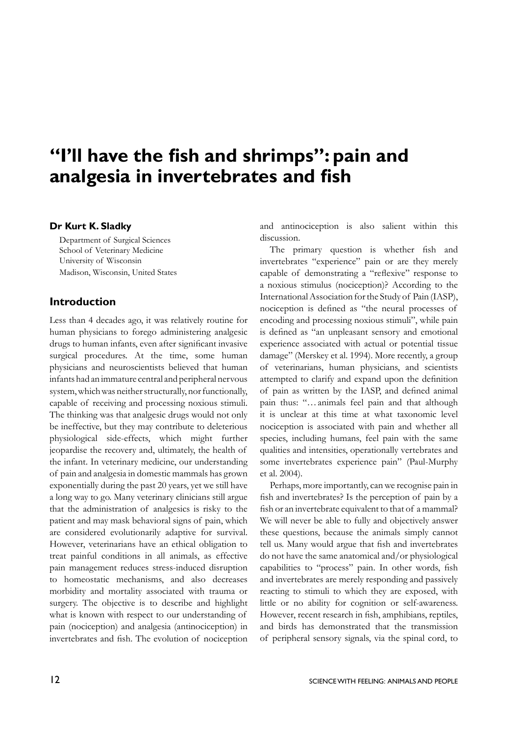# "I'll have the fish and shrimps": pain and analgesia in invertebrates and fish

**Dr Kurt K. Sladky**

Department of Surgical Sciences
School of Veterinary Medicine
University of Wisconsin
Madison, Wisconsin, United States

## Introduction

Less than 4 decades ago, it was relatively routine for human physicians to forego administering analgesic drugs to human infants, even after significant invasive surgical procedures. At the time, some human physicians and neuroscientists believed that human infants had an immature central and peripheral nervous system, which was neither structurally, nor functionally, capable of receiving and processing noxious stimuli. The thinking was that analgesic drugs would not only be ineffective, but they may contribute to deleterious physiological side-effects, which might further jeopardise the recovery and, ultimately, the health of the infant. In veterinary medicine, our understanding of pain and analgesia in domestic mammals has grown exponentially during the past 20 years, yet we still have a long way to go. Many veterinary clinicians still argue that the administration of analgesics is risky to the patient and may mask behavioral signs of pain, which are considered evolutionarily adaptive for survival. However, veterinarians have an ethical obligation to treat painful conditions in all animals, as effective pain management reduces stress-induced disruption to homeostatic mechanisms, and also decreases morbidity and mortality associated with trauma or surgery. The objective is to describe and highlight what is known with respect to our understanding of pain (nociception) and analgesia (antinociception) in invertebrates and fish. The evolution of nociception and antinociception is also salient within this discussion.

The primary question is whether fish and invertebrates "experience" pain or are they merely capable of demonstrating a "reflexive" response to a noxious stimulus (nociception)? According to the International Association for the Study of Pain (IASP), nociception is defined as "the neural processes of encoding and processing noxious stimuli", while pain is defined as "an unpleasant sensory and emotional experience associated with actual or potential tissue damage" (Merskey et al. 1994). More recently, a group of veterinarians, human physicians, and scientists attempted to clarify and expand upon the definition of pain as written by the IASP, and defined animal pain thus: "…animals feel pain and that although it is unclear at this time at what taxonomic level nociception is associated with pain and whether all species, including humans, feel pain with the same qualities and intensities, operationally vertebrates and some invertebrates experience pain" (Paul-Murphy et al. 2004).

Perhaps, more importantly, can we recognise pain in fish and invertebrates? Is the perception of pain by a fish or an invertebrate equivalent to that of a mammal? We will never be able to fully and objectively answer these questions, because the animals simply cannot tell us. Many would argue that fish and invertebrates do not have the same anatomical and/or physiological capabilities to "process" pain. In other words, fish and invertebrates are merely responding and passively reacting to stimuli to which they are exposed, with little or no ability for cognition or self-awareness. However, recent research in fish, amphibians, reptiles, and birds has demonstrated that the transmission of peripheral sensory signals, via the spinal cord, to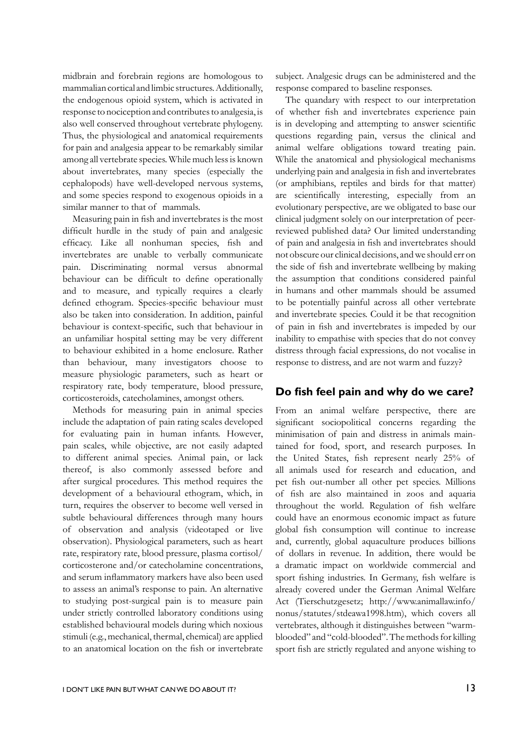midbrain and forebrain regions are homologous to mammalian cortical and limbic structures. Additionally, the endogenous opioid system, which is activated in response to nociception and contributes to analgesia, is also well conserved throughout vertebrate phylogeny. Thus, the physiological and anatomical requirements for pain and analgesia appear to be remarkably similar among all vertebrate species. While much less is known about invertebrates, many species (especially the cephalopods) have well-developed nervous systems, and some species respond to exogenous opioids in a similar manner to that of mammals.

Measuring pain in fish and invertebrates is the most difficult hurdle in the study of pain and analgesic efficacy. Like all nonhuman species, fish and invertebrates are unable to verbally communicate pain. Discriminating normal versus abnormal behaviour can be difficult to define operationally and to measure, and typically requires a clearly defined ethogram. Species-specific behaviour must also be taken into consideration. In addition, painful behaviour is context-specific, such that behaviour in an unfamiliar hospital setting may be very different to behaviour exhibited in a home enclosure. Rather than behaviour, many investigators choose to measure physiologic parameters, such as heart or respiratory rate, body temperature, blood pressure, corticosteroids, catecholamines, amongst others.

Methods for measuring pain in animal species include the adaptation of pain rating scales developed for evaluating pain in human infants. However, pain scales, while objective, are not easily adapted to different animal species. Animal pain, or lack thereof, is also commonly assessed before and after surgical procedures. This method requires the development of a behavioural ethogram, which, in turn, requires the observer to become well versed in subtle behavioural differences through many hours of observation and analysis (videotaped or live observation). Physiological parameters, such as heart rate, respiratory rate, blood pressure, plasma cortisol/corticosterone and/or catecholamine concentrations, and serum inflammatory markers have also been used to assess an animal's response to pain. An alternative to studying post-surgical pain is to measure pain under strictly controlled laboratory conditions using established behavioural models during which noxious stimuli (e.g., mechanical, thermal, chemical) are applied to an anatomical location on the fish or invertebrate subject. Analgesic drugs can be administered and the response compared to baseline responses.

The quandary with respect to our interpretation of whether fish and invertebrates experience pain is in developing and attempting to answer scientific questions regarding pain, versus the clinical and animal welfare obligations toward treating pain. While the anatomical and physiological mechanisms underlying pain and analgesia in fish and invertebrates (or amphibians, reptiles and birds for that matter) are scientifically interesting, especially from an evolutionary perspective, are we obligated to base our clinical judgment solely on our interpretation of peer-reviewed published data? Our limited understanding of pain and analgesia in fish and invertebrates should not obscure our clinical decisions, and we should err on the side of fish and invertebrate wellbeing by making the assumption that conditions considered painful in humans and other mammals should be assumed to be potentially painful across all other vertebrate and invertebrate species. Could it be that recognition of pain in fish and invertebrates is impeded by our inability to empathise with species that do not convey distress through facial expressions, do not vocalise in response to distress, and are not warm and fuzzy?

## Do fish feel pain and why do we care?

From an animal welfare perspective, there are significant sociopolitical concerns regarding the minimisation of pain and distress in animals maintained for food, sport, and research purposes. In the United States, fish represent nearly 25% of all animals used for research and education, and pet fish out-number all other pet species. Millions of fish are also maintained in zoos and aquaria throughout the world. Regulation of fish welfare could have an enormous economic impact as future global fish consumption will continue to increase and, currently, global aquaculture produces billions of dollars in revenue. In addition, there would be a dramatic impact on worldwide commercial and sport fishing industries. In Germany, fish welfare is already covered under the German Animal Welfare Act (Tierschutzgesetz; http://www.animallaw.info/nonus/statutes/stdeawa1998.htm), which covers all vertebrates, although it distinguishes between "warm-blooded" and "cold-blooded". The methods for killing sport fish are strictly regulated and anyone wishing to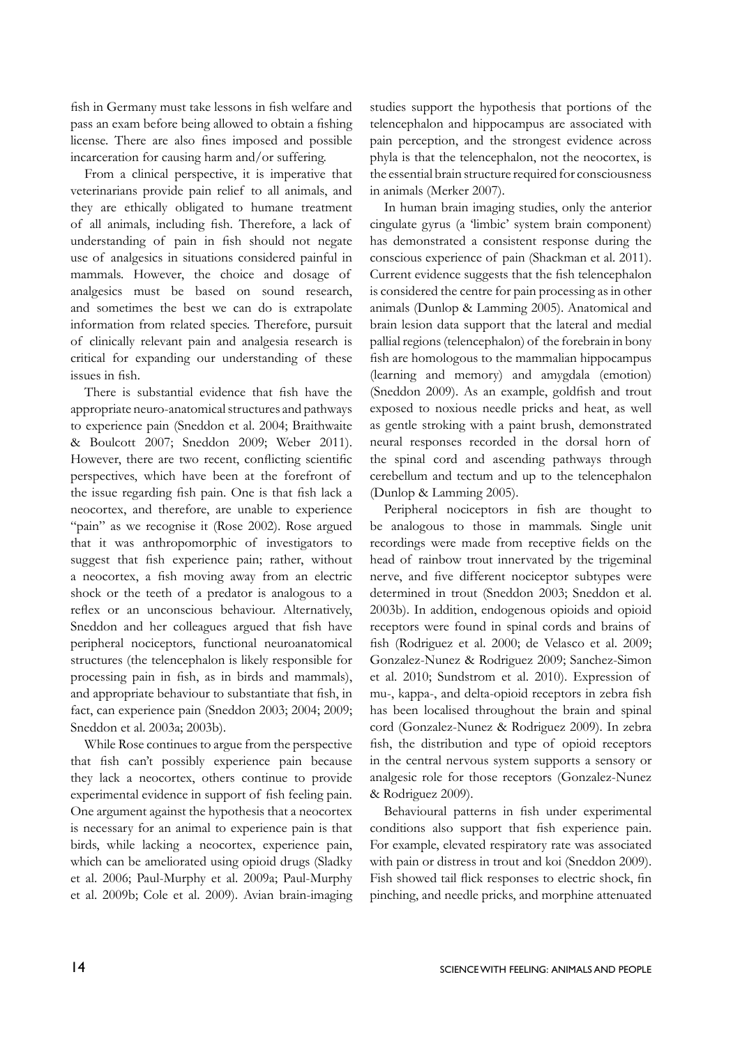fish in Germany must take lessons in fish welfare and pass an exam before being allowed to obtain a fishing license. There are also fines imposed and possible incarceration for causing harm and/or suffering.

From a clinical perspective, it is imperative that veterinarians provide pain relief to all animals, and they are ethically obligated to humane treatment of all animals, including fish. Therefore, a lack of understanding of pain in fish should not negate use of analgesics in situations considered painful in mammals. However, the choice and dosage of analgesics must be based on sound research, and sometimes the best we can do is extrapolate information from related species. Therefore, pursuit of clinically relevant pain and analgesia research is critical for expanding our understanding of these issues in fish.

There is substantial evidence that fish have the appropriate neuro-anatomical structures and pathways to experience pain (Sneddon et al. 2004; Braithwaite & Boulcott 2007; Sneddon 2009; Weber 2011). However, there are two recent, conflicting scientific perspectives, which have been at the forefront of the issue regarding fish pain. One is that fish lack a neocortex, and therefore, are unable to experience "pain" as we recognise it (Rose 2002). Rose argued that it was anthropomorphic of investigators to suggest that fish experience pain; rather, without a neocortex, a fish moving away from an electric shock or the teeth of a predator is analogous to a reflex or an unconscious behaviour. Alternatively, Sneddon and her colleagues argued that fish have peripheral nociceptors, functional neuroanatomical structures (the telencephalon is likely responsible for processing pain in fish, as in birds and mammals), and appropriate behaviour to substantiate that fish, in fact, can experience pain (Sneddon 2003; 2004; 2009; Sneddon et al. 2003a; 2003b).

While Rose continues to argue from the perspective that fish can't possibly experience pain because they lack a neocortex, others continue to provide experimental evidence in support of fish feeling pain. One argument against the hypothesis that a neocortex is necessary for an animal to experience pain is that birds, while lacking a neocortex, experience pain, which can be ameliorated using opioid drugs (Sladky et al. 2006; Paul-Murphy et al. 2009a; Paul-Murphy et al. 2009b; Cole et al. 2009). Avian brain-imaging studies support the hypothesis that portions of the telencephalon and hippocampus are associated with pain perception, and the strongest evidence across phyla is that the telencephalon, not the neocortex, is the essential brain structure required for consciousness in animals (Merker 2007).

In human brain imaging studies, only the anterior cingulate gyrus (a 'limbic' system brain component) has demonstrated a consistent response during the conscious experience of pain (Shackman et al. 2011). Current evidence suggests that the fish telencephalon is considered the centre for pain processing as in other animals (Dunlop & Lamming 2005). Anatomical and brain lesion data support that the lateral and medial pallial regions (telencephalon) of the forebrain in bony fish are homologous to the mammalian hippocampus (learning and memory) and amygdala (emotion) (Sneddon 2009). As an example, goldfish and trout exposed to noxious needle pricks and heat, as well as gentle stroking with a paint brush, demonstrated neural responses recorded in the dorsal horn of the spinal cord and ascending pathways through cerebellum and tectum and up to the telencephalon (Dunlop & Lamming 2005).

Peripheral nociceptors in fish are thought to be analogous to those in mammals. Single unit recordings were made from receptive fields on the head of rainbow trout innervated by the trigeminal nerve, and five different nociceptor subtypes were determined in trout (Sneddon 2003; Sneddon et al. 2003b). In addition, endogenous opioids and opioid receptors were found in spinal cords and brains of fish (Rodriguez et al. 2000; de Velasco et al. 2009; Gonzalez-Nunez & Rodriguez 2009; Sanchez-Simon et al. 2010; Sundstrom et al. 2010). Expression of mu-, kappa-, and delta-opioid receptors in zebra fish has been localised throughout the brain and spinal cord (Gonzalez-Nunez & Rodriguez 2009). In zebra fish, the distribution and type of opioid receptors in the central nervous system supports a sensory or analgesic role for those receptors (Gonzalez-Nunez & Rodriguez 2009).

Behavioural patterns in fish under experimental conditions also support that fish experience pain. For example, elevated respiratory rate was associated with pain or distress in trout and koi (Sneddon 2009). Fish showed tail flick responses to electric shock, fin pinching, and needle pricks, and morphine attenuated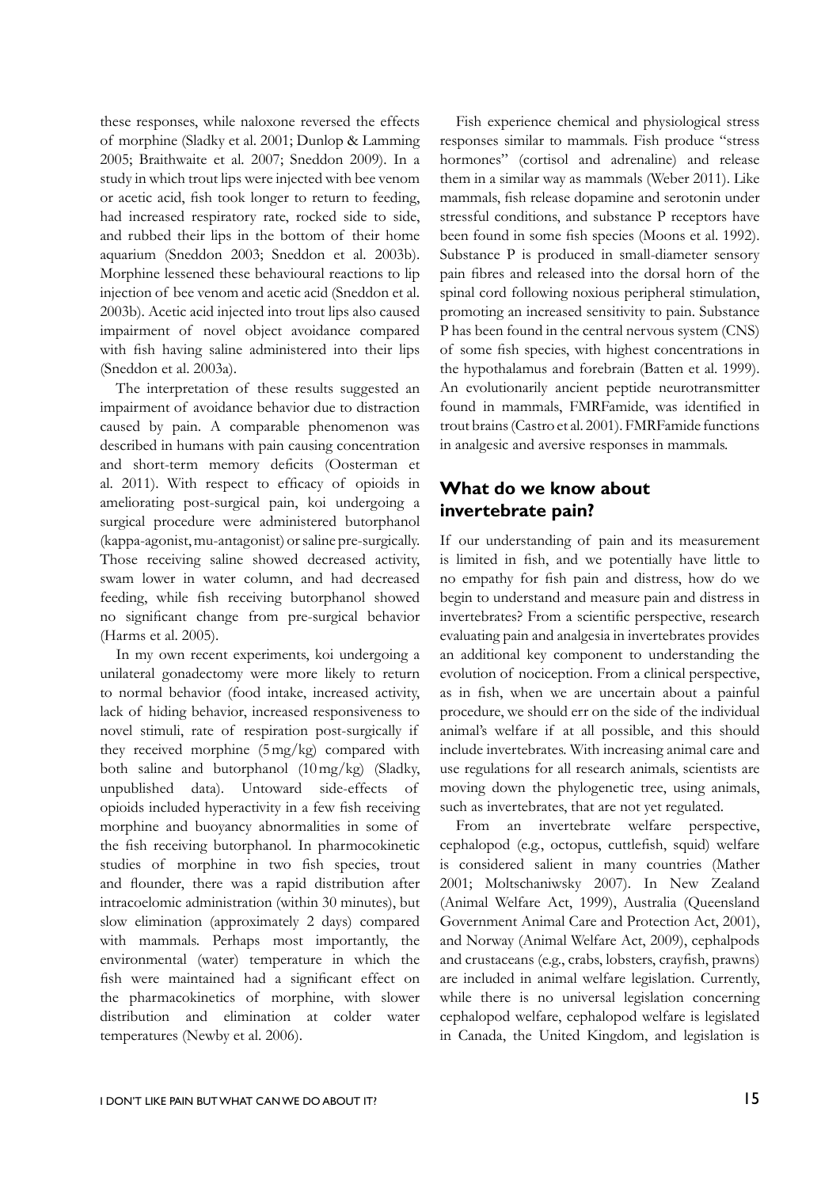these responses, while naloxone reversed the effects of morphine (Sladky et al. 2001; Dunlop & Lamming 2005; Braithwaite et al. 2007; Sneddon 2009). In a study in which trout lips were injected with bee venom or acetic acid, fish took longer to return to feeding, had increased respiratory rate, rocked side to side, and rubbed their lips in the bottom of their home aquarium (Sneddon 2003; Sneddon et al. 2003b). Morphine lessened these behavioural reactions to lip injection of bee venom and acetic acid (Sneddon et al. 2003b). Acetic acid injected into trout lips also caused impairment of novel object avoidance compared with fish having saline administered into their lips (Sneddon et al. 2003a).

The interpretation of these results suggested an impairment of avoidance behavior due to distraction caused by pain. A comparable phenomenon was described in humans with pain causing concentration and short-term memory deficits (Oosterman et al. 2011). With respect to efficacy of opioids in ameliorating post-surgical pain, koi undergoing a surgical procedure were administered butorphanol (kappa-agonist, mu-antagonist) or saline pre-surgically. Those receiving saline showed decreased activity, swam lower in water column, and had decreased feeding, while fish receiving butorphanol showed no significant change from pre-surgical behavior (Harms et al. 2005).

In my own recent experiments, koi undergoing a unilateral gonadectomy were more likely to return to normal behavior (food intake, increased activity, lack of hiding behavior, increased responsiveness to novel stimuli, rate of respiration post-surgically if they received morphine (5 mg/kg) compared with both saline and butorphanol (10 mg/kg) (Sladky, unpublished data). Untoward side-effects of opioids included hyperactivity in a few fish receiving morphine and buoyancy abnormalities in some of the fish receiving butorphanol. In pharmocokinetic studies of morphine in two fish species, trout and flounder, there was a rapid distribution after intracoelomic administration (within 30 minutes), but slow elimination (approximately 2 days) compared with mammals. Perhaps most importantly, the environmental (water) temperature in which the fish were maintained had a significant effect on the pharmacokinetics of morphine, with slower distribution and elimination at colder water temperatures (Newby et al. 2006).

Fish experience chemical and physiological stress responses similar to mammals. Fish produce "stress hormones" (cortisol and adrenaline) and release them in a similar way as mammals (Weber 2011). Like mammals, fish release dopamine and serotonin under stressful conditions, and substance P receptors have been found in some fish species (Moons et al. 1992). Substance P is produced in small-diameter sensory pain fibres and released into the dorsal horn of the spinal cord following noxious peripheral stimulation, promoting an increased sensitivity to pain. Substance P has been found in the central nervous system (CNS) of some fish species, with highest concentrations in the hypothalamus and forebrain (Batten et al. 1999). An evolutionarily ancient peptide neurotransmitter found in mammals, FMRFamide, was identified in trout brains (Castro et al. 2001). FMRFamide functions in analgesic and aversive responses in mammals.

## What do we know about invertebrate pain?

If our understanding of pain and its measurement is limited in fish, and we potentially have little to no empathy for fish pain and distress, how do we begin to understand and measure pain and distress in invertebrates? From a scientific perspective, research evaluating pain and analgesia in invertebrates provides an additional key component to understanding the evolution of nociception. From a clinical perspective, as in fish, when we are uncertain about a painful procedure, we should err on the side of the individual animal's welfare if at all possible, and this should include invertebrates. With increasing animal care and use regulations for all research animals, scientists are moving down the phylogenetic tree, using animals, such as invertebrates, that are not yet regulated.

From an invertebrate welfare perspective, cephalopod (e.g., octopus, cuttlefish, squid) welfare is considered salient in many countries (Mather 2001; Moltschaniwsky 2007). In New Zealand (Animal Welfare Act, 1999), Australia (Queensland Government Animal Care and Protection Act, 2001), and Norway (Animal Welfare Act, 2009), cephalpods and crustaceans (e.g., crabs, lobsters, crayfish, prawns) are included in animal welfare legislation. Currently, while there is no universal legislation concerning cephalopod welfare, cephalopod welfare is legislated in Canada, the United Kingdom, and legislation is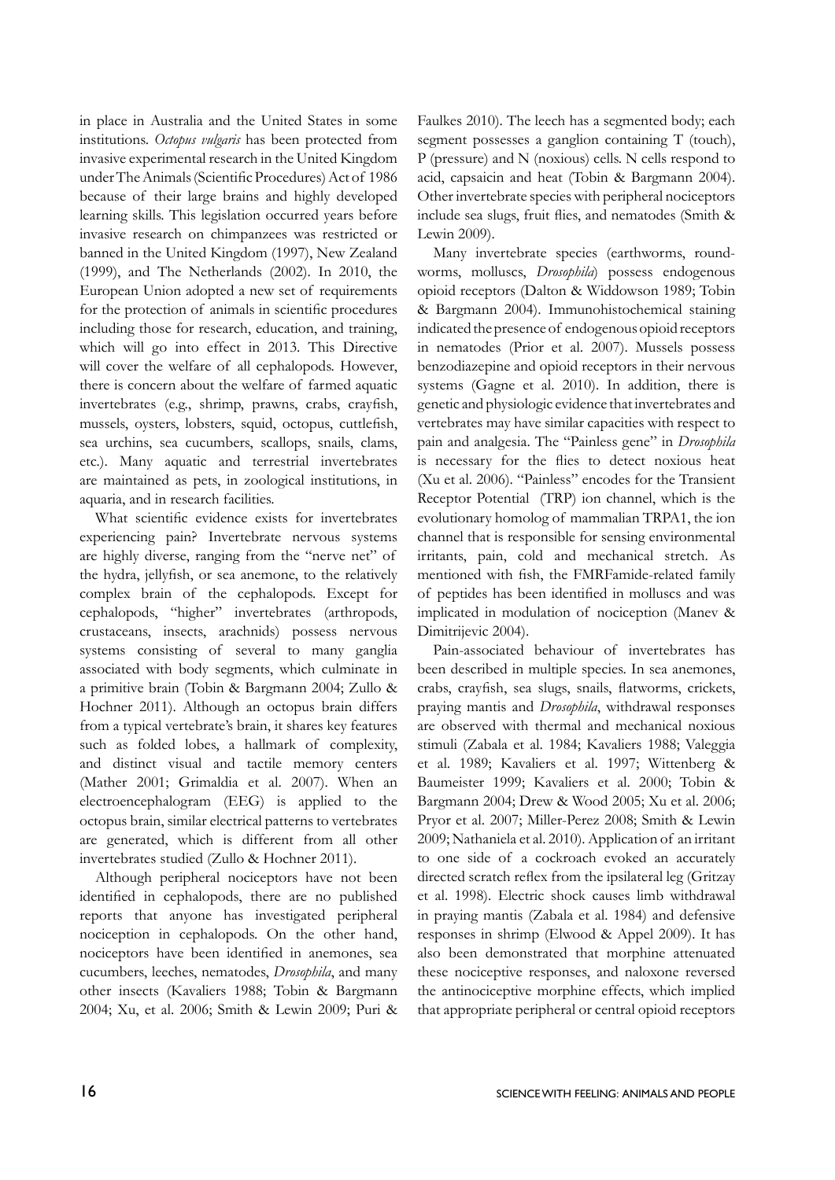in place in Australia and the United States in some institutions. *Octopus vulgaris* has been protected from invasive experimental research in the United Kingdom under The Animals (Scientific Procedures) Act of 1986 because of their large brains and highly developed learning skills. This legislation occurred years before invasive research on chimpanzees was restricted or banned in the United Kingdom (1997), New Zealand (1999), and The Netherlands (2002). In 2010, the European Union adopted a new set of requirements for the protection of animals in scientific procedures including those for research, education, and training, which will go into effect in 2013. This Directive will cover the welfare of all cephalopods. However, there is concern about the welfare of farmed aquatic invertebrates (e.g., shrimp, prawns, crabs, crayfish, mussels, oysters, lobsters, squid, octopus, cuttlefish, sea urchins, sea cucumbers, scallops, snails, clams, etc.). Many aquatic and terrestrial invertebrates are maintained as pets, in zoological institutions, in aquaria, and in research facilities.

What scientific evidence exists for invertebrates experiencing pain? Invertebrate nervous systems are highly diverse, ranging from the "nerve net" of the hydra, jellyfish, or sea anemone, to the relatively complex brain of the cephalopods. Except for cephalopods, "higher" invertebrates (arthropods, crustaceans, insects, arachnids) possess nervous systems consisting of several to many ganglia associated with body segments, which culminate in a primitive brain (Tobin & Bargmann 2004; Zullo & Hochner 2011). Although an octopus brain differs from a typical vertebrate's brain, it shares key features such as folded lobes, a hallmark of complexity, and distinct visual and tactile memory centers (Mather 2001; Grimaldia et al. 2007). When an electroencephalogram (EEG) is applied to the octopus brain, similar electrical patterns to vertebrates are generated, which is different from all other invertebrates studied (Zullo & Hochner 2011).

Although peripheral nociceptors have not been identified in cephalopods, there are no published reports that anyone has investigated peripheral nociception in cephalopods. On the other hand, nociceptors have been identified in anemones, sea cucumbers, leeches, nematodes, *Drosophila*, and many other insects (Kavaliers 1988; Tobin & Bargmann 2004; Xu, et al. 2006; Smith & Lewin 2009; Puri & Faulkes 2010). The leech has a segmented body; each segment possesses a ganglion containing T (touch), P (pressure) and N (noxious) cells. N cells respond to acid, capsaicin and heat (Tobin & Bargmann 2004). Other invertebrate species with peripheral nociceptors include sea slugs, fruit flies, and nematodes (Smith & Lewin 2009).

Many invertebrate species (earthworms, roundworms, molluscs, *Drosophila*) possess endogenous opioid receptors (Dalton & Widdowson 1989; Tobin & Bargmann 2004). Immunohistochemical staining indicated the presence of endogenous opioid receptors in nematodes (Prior et al. 2007). Mussels possess benzodiazepine and opioid receptors in their nervous systems (Gagne et al. 2010). In addition, there is genetic and physiologic evidence that invertebrates and vertebrates may have similar capacities with respect to pain and analgesia. The "Painless gene" in *Drosophila* is necessary for the flies to detect noxious heat (Xu et al. 2006). "Painless" encodes for the Transient Receptor Potential (TRP) ion channel, which is the evolutionary homolog of mammalian TRPA1, the ion channel that is responsible for sensing environmental irritants, pain, cold and mechanical stretch. As mentioned with fish, the FMRFamide-related family of peptides has been identified in molluscs and was implicated in modulation of nociception (Manev & Dimitrijevic 2004).

Pain-associated behaviour of invertebrates has been described in multiple species. In sea anemones, crabs, crayfish, sea slugs, snails, flatworms, crickets, praying mantis and *Drosophila*, withdrawal responses are observed with thermal and mechanical noxious stimuli (Zabala et al. 1984; Kavaliers 1988; Valeggia et al. 1989; Kavaliers et al. 1997; Wittenberg & Baumeister 1999; Kavaliers et al. 2000; Tobin & Bargmann 2004; Drew & Wood 2005; Xu et al. 2006; Pryor et al. 2007; Miller-Perez 2008; Smith & Lewin 2009; Nathaniela et al. 2010). Application of an irritant to one side of a cockroach evoked an accurately directed scratch reflex from the ipsilateral leg (Gritzay et al. 1998). Electric shock causes limb withdrawal in praying mantis (Zabala et al. 1984) and defensive responses in shrimp (Elwood & Appel 2009). It has also been demonstrated that morphine attenuated these nociceptive responses, and naloxone reversed the antinociceptive morphine effects, which implied that appropriate peripheral or central opioid receptors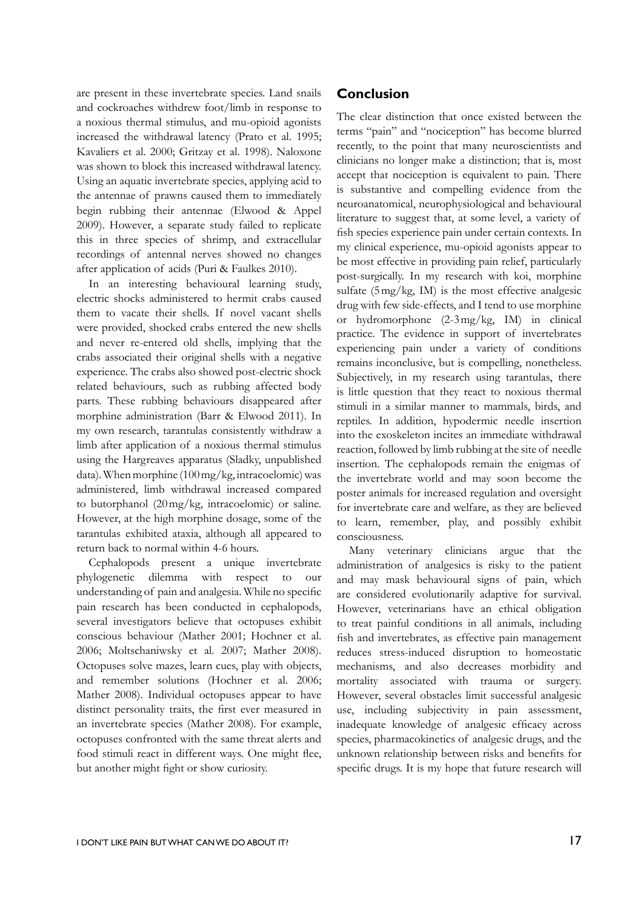are present in these invertebrate species. Land snails and cockroaches withdrew foot/limb in response to a noxious thermal stimulus, and mu-opioid agonists increased the withdrawal latency (Prato et al. 1995; Kavaliers et al. 2000; Gritzay et al. 1998). Naloxone was shown to block this increased withdrawal latency. Using an aquatic invertebrate species, applying acid to the antennae of prawns caused them to immediately begin rubbing their antennae (Elwood & Appel 2009). However, a separate study failed to replicate this in three species of shrimp, and extracellular recordings of antennal nerves showed no changes after application of acids (Puri & Faulkes 2010).

In an interesting behavioural learning study, electric shocks administered to hermit crabs caused them to vacate their shells. If novel vacant shells were provided, shocked crabs entered the new shells and never re-entered old shells, implying that the crabs associated their original shells with a negative experience. The crabs also showed post-electric shock related behaviours, such as rubbing affected body parts. These rubbing behaviours disappeared after morphine administration (Barr & Elwood 2011). In my own research, tarantulas consistently withdraw a limb after application of a noxious thermal stimulus using the Hargreaves apparatus (Sladky, unpublished data). When morphine (100 mg/kg, intracoelomic) was administered, limb withdrawal increased compared to butorphanol (20 mg/kg, intracoelomic) or saline. However, at the high morphine dosage, some of the tarantulas exhibited ataxia, although all appeared to return back to normal within 4-6 hours.

Cephalopods present a unique invertebrate phylogenetic dilemma with respect to our understanding of pain and analgesia. While no specific pain research has been conducted in cephalopods, several investigators believe that octopuses exhibit conscious behaviour (Mather 2001; Hochner et al. 2006; Moltschaniwsky et al. 2007; Mather 2008). Octopuses solve mazes, learn cues, play with objects, and remember solutions (Hochner et al. 2006; Mather 2008). Individual octopuses appear to have distinct personality traits, the first ever measured in an invertebrate species (Mather 2008). For example, octopuses confronted with the same threat alerts and food stimuli react in different ways. One might flee, but another might fight or show curiosity.

## Conclusion

The clear distinction that once existed between the terms "pain" and "nociception" has become blurred recently, to the point that many neuroscientists and clinicians no longer make a distinction; that is, most accept that nociception is equivalent to pain. There is substantive and compelling evidence from the neuroanatomical, neurophysiological and behavioural literature to suggest that, at some level, a variety of fish species experience pain under certain contexts. In my clinical experience, mu-opioid agonists appear to be most effective in providing pain relief, particularly post-surgically. In my research with koi, morphine sulfate (5 mg/kg, IM) is the most effective analgesic drug with few side-effects, and I tend to use morphine or hydromorphone (2-3 mg/kg, IM) in clinical practice. The evidence in support of invertebrates experiencing pain under a variety of conditions remains inconclusive, but is compelling, nonetheless. Subjectively, in my research using tarantulas, there is little question that they react to noxious thermal stimuli in a similar manner to mammals, birds, and reptiles. In addition, hypodermic needle insertion into the exoskeleton incites an immediate withdrawal reaction, followed by limb rubbing at the site of needle insertion. The cephalopods remain the enigmas of the invertebrate world and may soon become the poster animals for increased regulation and oversight for invertebrate care and welfare, as they are believed to learn, remember, play, and possibly exhibit consciousness.

Many veterinary clinicians argue that the administration of analgesics is risky to the patient and may mask behavioural signs of pain, which are considered evolutionarily adaptive for survival. However, veterinarians have an ethical obligation to treat painful conditions in all animals, including fish and invertebrates, as effective pain management reduces stress-induced disruption to homeostatic mechanisms, and also decreases morbidity and mortality associated with trauma or surgery. However, several obstacles limit successful analgesic use, including subjectivity in pain assessment, inadequate knowledge of analgesic efficacy across species, pharmacokinetics of analgesic drugs, and the unknown relationship between risks and benefits for specific drugs. It is my hope that future research will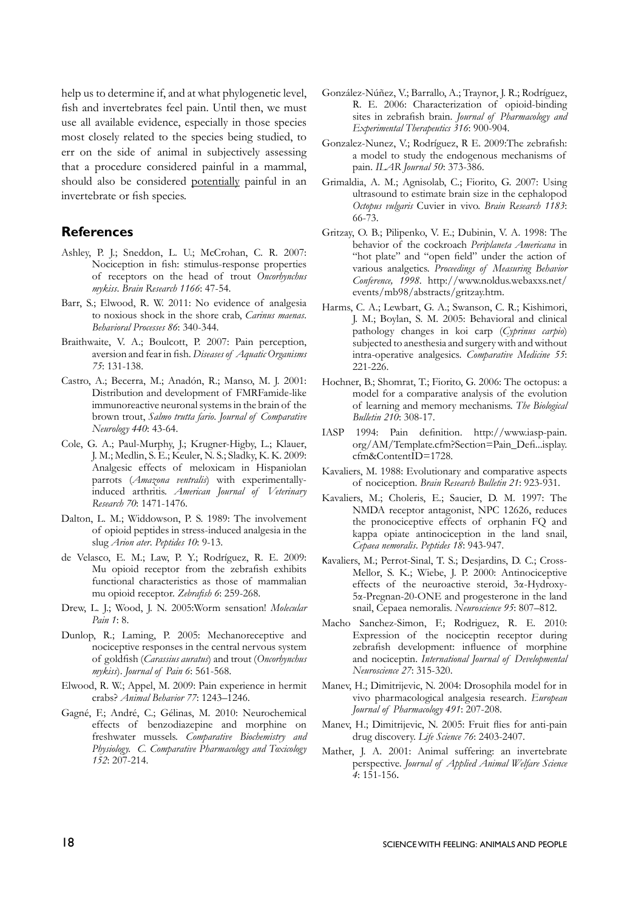help us to determine if, and at what phylogenetic level, fish and invertebrates feel pain. Until then, we must use all available evidence, especially in those species most closely related to the species being studied, to err on the side of animal in subjectively assessing that a procedure considered painful in a mammal, should also be considered potentially painful in an invertebrate or fish species.

## References

Ashley, P. J.; Sneddon, L. U.; McCrohan, C. R. 2007: Nociception in fish: stimulus-response properties of receptors on the head of trout *Oncorhynchus mykiss*. *Brain Research 1166*: 47-54.

Barr, S.; Elwood, R. W. 2011: No evidence of analgesia to noxious shock in the shore crab, *Carinus maenas*. *Behavioral Processes 86*: 340-344.

Braithwaite, V. A.; Boulcott, P. 2007: Pain perception, aversion and fear in fish. *Diseases of Aquatic Organisms 75*: 131-138.

Castro, A.; Becerra, M.; Anadón, R.; Manso, M. J. 2001: Distribution and development of FMRFamide-like immunoreactive neuronal systems in the brain of the brown trout, *Salmo trutta fario*. *Journal of Comparative Neurology 440*: 43-64.

Cole, G. A.; Paul-Murphy, J.; Krugner-Higby, L.; Klauer, J. M.; Medlin, S. E.; Keuler, N. S.; Sladky, K. K. 2009: Analgesic effects of meloxicam in Hispaniolan parrots (*Amazona ventralis*) with experimentally-induced arthritis. *American Journal of Veterinary Research 70*: 1471-1476.

Dalton, L. M.; Widdowson, P. S. 1989: The involvement of opioid peptides in stress-induced analgesia in the slug *Arion ater*. *Peptides 10*: 9-13.

de Velasco, E. M.; Law, P. Y.; Rodríguez, R. E. 2009: Mu opioid receptor from the zebrafish exhibits functional characteristics as those of mammalian mu opioid receptor. *Zebrafish 6*: 259-268.

Drew, L. J.; Wood, J. N. 2005:Worm sensation! *Molecular Pain 1*: 8.

Dunlop, R.; Laming, P. 2005: Mechanoreceptive and nociceptive responses in the central nervous system of goldfish (*Carassius auratus*) and trout (*Oncorhynchus mykiss*). *Journal of Pain 6*: 561-568.

Elwood, R. W.; Appel, M. 2009: Pain experience in hermit crabs? *Animal Behavior 77*: 1243–1246.

Gagné, F.; André, C.; Gélinas, M. 2010: Neurochemical effects of benzodiazepine and morphine on freshwater mussels. *Comparative Biochemistry and Physiology. C. Comparative Pharmacology and Toxicology 152*: 207-214.

González-Núñez, V.; Barrallo, A.; Traynor, J. R.; Rodríguez, R. E. 2006: Characterization of opioid-binding sites in zebrafish brain. *Journal of Pharmacology and Experimental Therapeutics 316*: 900-904.

Gonzalez-Nunez, V.; Rodríguez, R E. 2009:The zebrafish: a model to study the endogenous mechanisms of pain. *ILAR Journal 50*: 373-386.

Grimaldia, A. M.; Agnisolab, C.; Fiorito, G. 2007: Using ultrasound to estimate brain size in the cephalopod *Octopus vulgaris* Cuvier in vivo. *Brain Research 1183*: 66-73.

Gritzay, O. B.; Pilipenko, V. E.; Dubinin, V. A. 1998: The behavior of the cockroach *Periplaneta Americana* in "hot plate" and "open field" under the action of various analgetics. *Proceedings of Measuring Behavior Conference, 1998*. http://www.noldus.webaxxs.net/events/mb98/abstracts/gritzay.htm.

Harms, C. A.; Lewbart, G. A.; Swanson, C. R.; Kishimori, J. M.; Boylan, S. M. 2005: Behavioral and clinical pathology changes in koi carp (*Cyprinus carpio*) subjected to anesthesia and surgery with and without intra-operative analgesics. *Comparative Medicine 55*: 221-226.

Hochner, B.; Shomrat, T.; Fiorito, G. 2006: The octopus: a model for a comparative analysis of the evolution of learning and memory mechanisms. *The Biological Bulletin 210*: 308-17.

IASP 1994: Pain definition. http://www.iasp-pain.org/AM/Template.cfm?Section=Pain_Defi...isplay.cfm&ContentID=1728.

Kavaliers, M. 1988: Evolutionary and comparative aspects of nociception. *Brain Research Bulletin 21*: 923-931.

Kavaliers, M.; Choleris, E.; Saucier, D. M. 1997: The NMDA receptor antagonist, NPC 12626, reduces the pronociceptive effects of orphanin FQ and kappa opiate antinociception in the land snail, *Cepaea nemoralis*. *Peptides 18*: 943-947.

Kavaliers, M.; Perrot-Sinal, T. S.; Desjardins, D. C.; Cross-Mellor, S. K.; Wiebe, J. P. 2000: Antinociceptive effects of the neuroactive steroid, 3α-Hydroxy-5α-Pregnan-20-ONE and progesterone in the land snail, Cepaea nemoralis. *Neuroscience 95*: 807–812.

Macho Sanchez-Simon, F.; Rodriguez, R. E. 2010: Expression of the nociceptin receptor during zebrafish development: influence of morphine and nociceptin. *International Journal of Developmental Neuroscience 27*: 315-320.

Manev, H.; Dimitrijevic, N. 2004: Drosophila model for in vivo pharmacological analgesia research. *European Journal of Pharmacology 491*: 207-208.

Manev, H.; Dimitrijevic, N. 2005: Fruit flies for anti-pain drug discovery. *Life Science 76*: 2403-2407.

Mather, J. A. 2001: Animal suffering: an invertebrate perspective. *Journal of Applied Animal Welfare Science 4*: 151-156.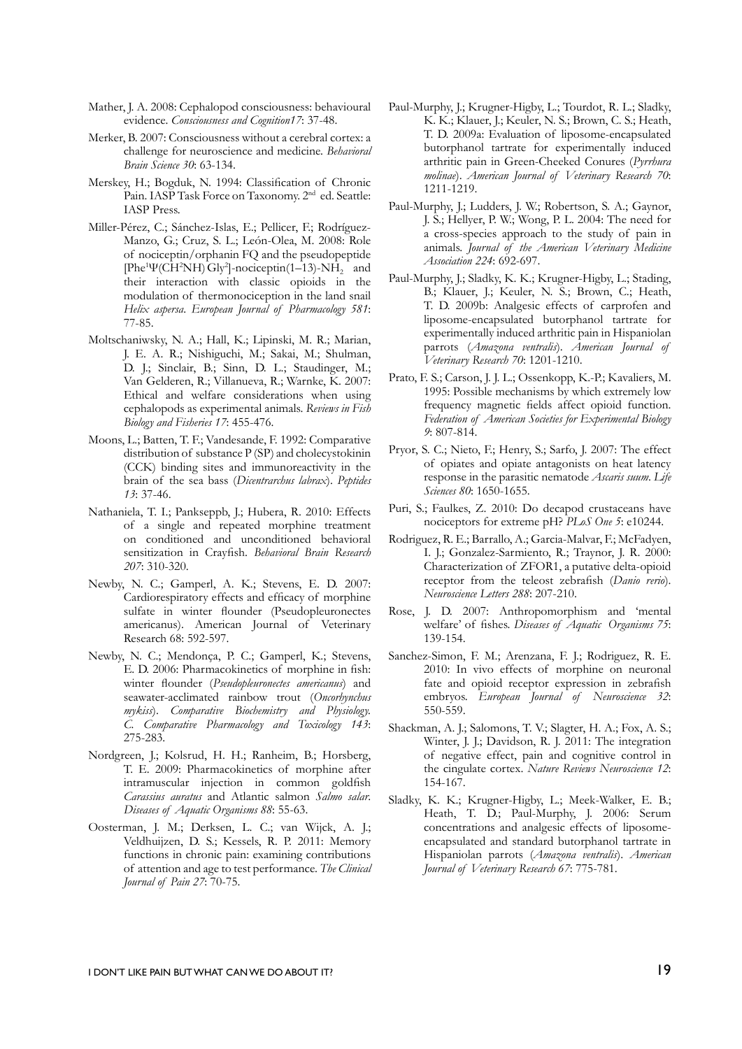Mather, J. A. 2008: Cephalopod consciousness: behavioural evidence. *Consciousness and Cognition17*: 37-48.

Merker, B. 2007: Consciousness without a cerebral cortex: a challenge for neuroscience and medicine. *Behavioral Brain Science 30*: 63-134.

Merskey, H.; Bogduk, N. 1994: Classification of Chronic Pain. IASP Task Force on Taxonomy. 2[nd] ed. Seattle: IASP Press.

Miller-Pérez, C.; Sánchez-Islas, E.; Pellicer, F.; Rodríguez-Manzo, G.; Cruz, S. L.; León-Olea, M. 2008: Role of nociceptin/orphanin FQ and the pseudopeptide [Phe$^1\Psi$(CH$^2$NH) Gly$^2$]-nociceptin(1–13)-$NH_2$ and their interaction with classic opioids in the modulation of thermonociception in the land snail *Helix aspersa*. *European Journal of Pharmacology 581*: 77-85.

Moltschaniwsky, N. A.; Hall, K.; Lipinski, M. R.; Marian, J. E. A. R.; Nishiguchi, M.; Sakai, M.; Shulman, D. J.; Sinclair, B.; Sinn, D. L.; Staudinger, M.; Van Gelderen, R.; Villanueva, R.; Warnke, K. 2007: Ethical and welfare considerations when using cephalopods as experimental animals. *Reviews in Fish Biology and Fisheries 17*: 455-476.

Moons, L.; Batten, T. F.; Vandesande, F. 1992: Comparative distribution of substance P (SP) and cholecystokinin (CCK) binding sites and immunoreactivity in the brain of the sea bass (*Dicentrarchus labrax*). *Peptides 13*: 37-46.

Nathaniela, T. I.; Panksepp, J.; Hubera, R. 2010: Effects of a single and repeated morphine treatment on conditioned and unconditioned behavioral sensitization in Crayfish. *Behavioral Brain Research 207*: 310-320.

Newby, N. C.; Gamperl, A. K.; Stevens, E. D. 2007: Cardiorespiratory effects and efficacy of morphine sulfate in winter flounder (Pseudopleuronectes americanus). American Journal of Veterinary Research 68: 592-597.

Newby, N. C.; Mendonça, P. C.; Gamperl, K.; Stevens, E. D. 2006: Pharmacokinetics of morphine in fish: winter flounder (*Pseudopleuronectes americanus*) and seawater-acclimated rainbow trout (*Oncorhynchus mykiss*). *Comparative Biochemistry and Physiology. C. Comparative Pharmacology and Toxicology 143*: 275-283.

Nordgreen, J.; Kolsrud, H. H.; Ranheim, B.; Horsberg, T. E. 2009: Pharmacokinetics of morphine after intramuscular injection in common goldfish *Carassius auratus* and Atlantic salmon *Salmo salar*. *Diseases of Aquatic Organisms 88*: 55-63.

Oosterman, J. M.; Derksen, L. C.; van Wijck, A. J.; Veldhuijzen, D. S.; Kessels, R. P. 2011: Memory functions in chronic pain: examining contributions of attention and age to test performance. *The Clinical Journal of Pain 27*: 70-75.

Paul-Murphy, J.; Krugner-Higby, L.; Tourdot, R. L.; Sladky, K. K.; Klauer, J.; Keuler, N. S.; Brown, C. S.; Heath, T. D. 2009a: Evaluation of liposome-encapsulated butorphanol tartrate for experimentally induced arthritic pain in Green-Cheeked Conures (*Pyrrhura molinae*). *American Journal of Veterinary Research 70*: 1211-1219.

Paul-Murphy, J.; Ludders, J. W.; Robertson, S. A.; Gaynor, J. S.; Hellyer, P. W.; Wong, P. L. 2004: The need for a cross-species approach to the study of pain in animals. *Journal of the American Veterinary Medicine Association 224*: 692-697.

Paul-Murphy, J.; Sladky, K. K.; Krugner-Higby, L.; Stading, B.; Klauer, J.; Keuler, N. S.; Brown, C.; Heath, T. D. 2009b: Analgesic effects of carprofen and liposome-encapsulated butorphanol tartrate for experimentally induced arthritic pain in Hispaniolan parrots (*Amazona ventralis*). *American Journal of Veterinary Research 70*: 1201-1210.

Prato, F. S.; Carson, J. J. L.; Ossenkopp, K.-P.; Kavaliers, M. 1995: Possible mechanisms by which extremely low frequency magnetic fields affect opioid function. *Federation of American Societies for Experimental Biology 9*: 807-814.

Pryor, S. C.; Nieto, F.; Henry, S.; Sarfo, J. 2007: The effect of opiates and opiate antagonists on heat latency response in the parasitic nematode *Ascaris suum*. *Life Sciences 80*: 1650-1655.

Puri, S.; Faulkes, Z. 2010: Do decapod crustaceans have nociceptors for extreme pH? *PLoS One 5*: e10244.

Rodriguez, R. E.; Barrallo, A.; Garcia-Malvar, F.; McFadyen, I. J.; Gonzalez-Sarmiento, R.; Traynor, J. R. 2000: Characterization of ZFOR1, a putative delta-opioid receptor from the teleost zebrafish (*Danio rerio*). *Neuroscience Letters 288*: 207-210.

Rose, J. D. 2007: Anthropomorphism and 'mental welfare' of fishes. *Diseases of Aquatic Organisms 75*: 139-154.

Sanchez-Simon, F. M.; Arenzana, F. J.; Rodriguez, R. E. 2010: In vivo effects of morphine on neuronal fate and opioid receptor expression in zebrafish embryos. *European Journal of Neuroscience 32*: 550-559.

Shackman, A. J.; Salomons, T. V.; Slagter, H. A.; Fox, A. S.; Winter, J. J.; Davidson, R. J. 2011: The integration of negative effect, pain and cognitive control in the cingulate cortex. *Nature Reviews Neuroscience 12*: 154-167.

Sladky, K. K.; Krugner-Higby, L.; Meek-Walker, E. B.; Heath, T. D.; Paul-Murphy, J. 2006: Serum concentrations and analgesic effects of liposome-encapsulated and standard butorphanol tartrate in Hispaniolan parrots (*Amazona ventralis*). *American Journal of Veterinary Research 67*: 775-781.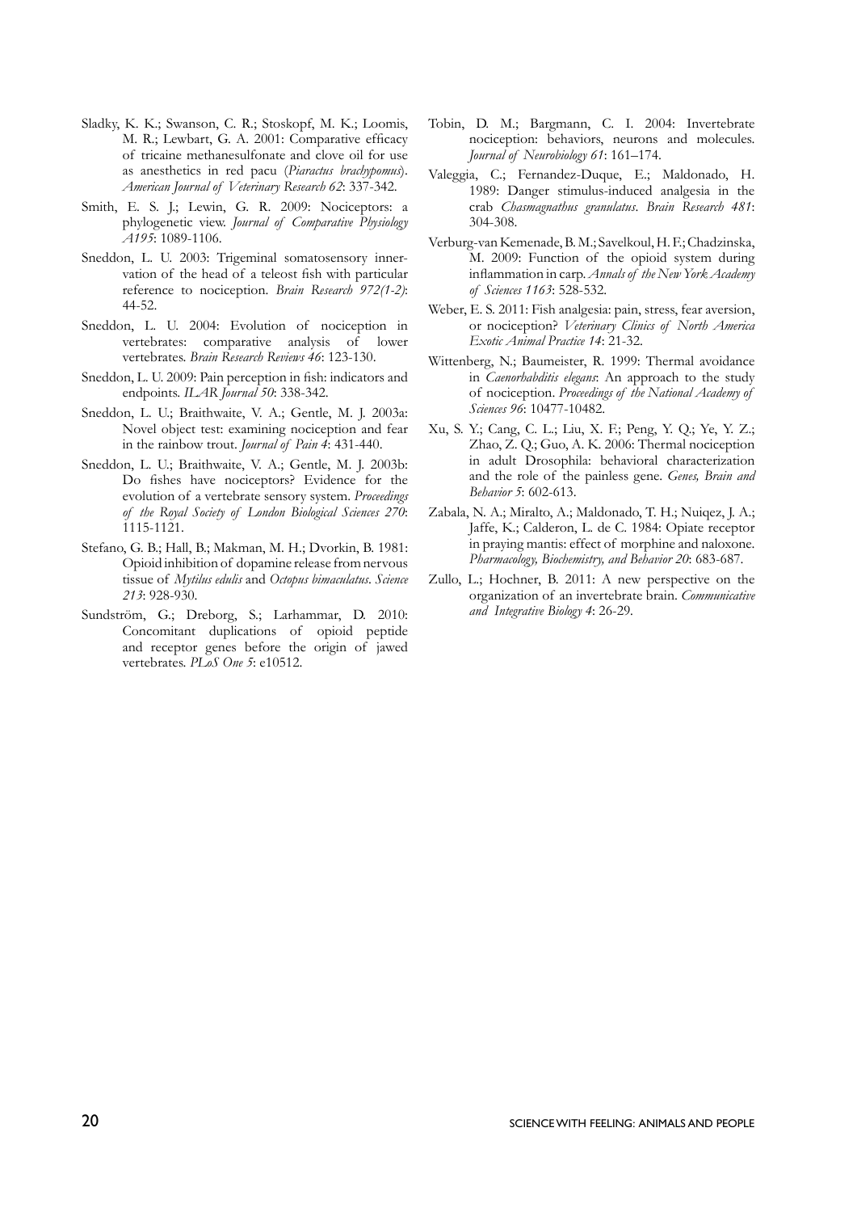Sladky, K. K.; Swanson, C. R.; Stoskopf, M. K.; Loomis, M. R.; Lewbart, G. A. 2001: Comparative efficacy of tricaine methanesulfonate and clove oil for use as anesthetics in red pacu (*Piaractus brachypomus*). *American Journal of Veterinary Research 62*: 337-342.

Smith, E. S. J.; Lewin, G. R. 2009: Nociceptors: a phylogenetic view. *Journal of Comparative Physiology A195*: 1089-1106.

Sneddon, L. U. 2003: Trigeminal somatosensory innervation of the head of a teleost fish with particular reference to nociception. *Brain Research 972(1-2)*: 44-52.

Sneddon, L. U. 2004: Evolution of nociception in vertebrates: comparative analysis of lower vertebrates. *Brain Research Reviews 46*: 123-130.

Sneddon, L. U. 2009: Pain perception in fish: indicators and endpoints. *ILAR Journal 50*: 338-342.

Sneddon, L. U.; Braithwaite, V. A.; Gentle, M. J. 2003a: Novel object test: examining nociception and fear in the rainbow trout. *Journal of Pain 4*: 431-440.

Sneddon, L. U.; Braithwaite, V. A.; Gentle, M. J. 2003b: Do fishes have nociceptors? Evidence for the evolution of a vertebrate sensory system. *Proceedings of the Royal Society of London Biological Sciences 270*: 1115-1121.

Stefano, G. B.; Hall, B.; Makman, M. H.; Dvorkin, B. 1981: Opioid inhibition of dopamine release from nervous tissue of *Mytilus edulis* and *Octopus bimaculatus*. *Science 213*: 928-930.

Sundström, G.; Dreborg, S.; Larhammar, D. 2010: Concomitant duplications of opioid peptide and receptor genes before the origin of jawed vertebrates. *PLoS One 5*: e10512.

Tobin, D. M.; Bargmann, C. I. 2004: Invertebrate nociception: behaviors, neurons and molecules. *Journal of Neurobiology 61*: 161–174.

Valeggia, C.; Fernandez-Duque, E.; Maldonado, H. 1989: Danger stimulus-induced analgesia in the crab *Chasmagnathus granulatus*. *Brain Research 481*: 304-308.

Verburg-van Kemenade, B. M.; Savelkoul, H. F.; Chadzinska, M. 2009: Function of the opioid system during inflammation in carp. *Annals of the New York Academy of Sciences 1163*: 528-532.

Weber, E. S. 2011: Fish analgesia: pain, stress, fear aversion, or nociception? *Veterinary Clinics of North America Exotic Animal Practice 14*: 21-32.

Wittenberg, N.; Baumeister, R. 1999: Thermal avoidance in *Caenorhabditis elegans*: An approach to the study of nociception. *Proceedings of the National Academy of Sciences 96*: 10477-10482.

Xu, S. Y.; Cang, C. L.; Liu, X. F.; Peng, Y. Q.; Ye, Y. Z.; Zhao, Z. Q.; Guo, A. K. 2006: Thermal nociception in adult Drosophila: behavioral characterization and the role of the painless gene. *Genes, Brain and Behavior 5*: 602-613.

Zabala, N. A.; Miralto, A.; Maldonado, T. H.; Nuiqez, J. A.; Jaffe, K.; Calderon, L. de C. 1984: Opiate receptor in praying mantis: effect of morphine and naloxone. *Pharmacology, Biochemistry, and Behavior 20*: 683-687.

Zullo, L.; Hochner, B. 2011: A new perspective on the organization of an invertebrate brain. *Communicative and Integrative Biology 4*: 26-29.